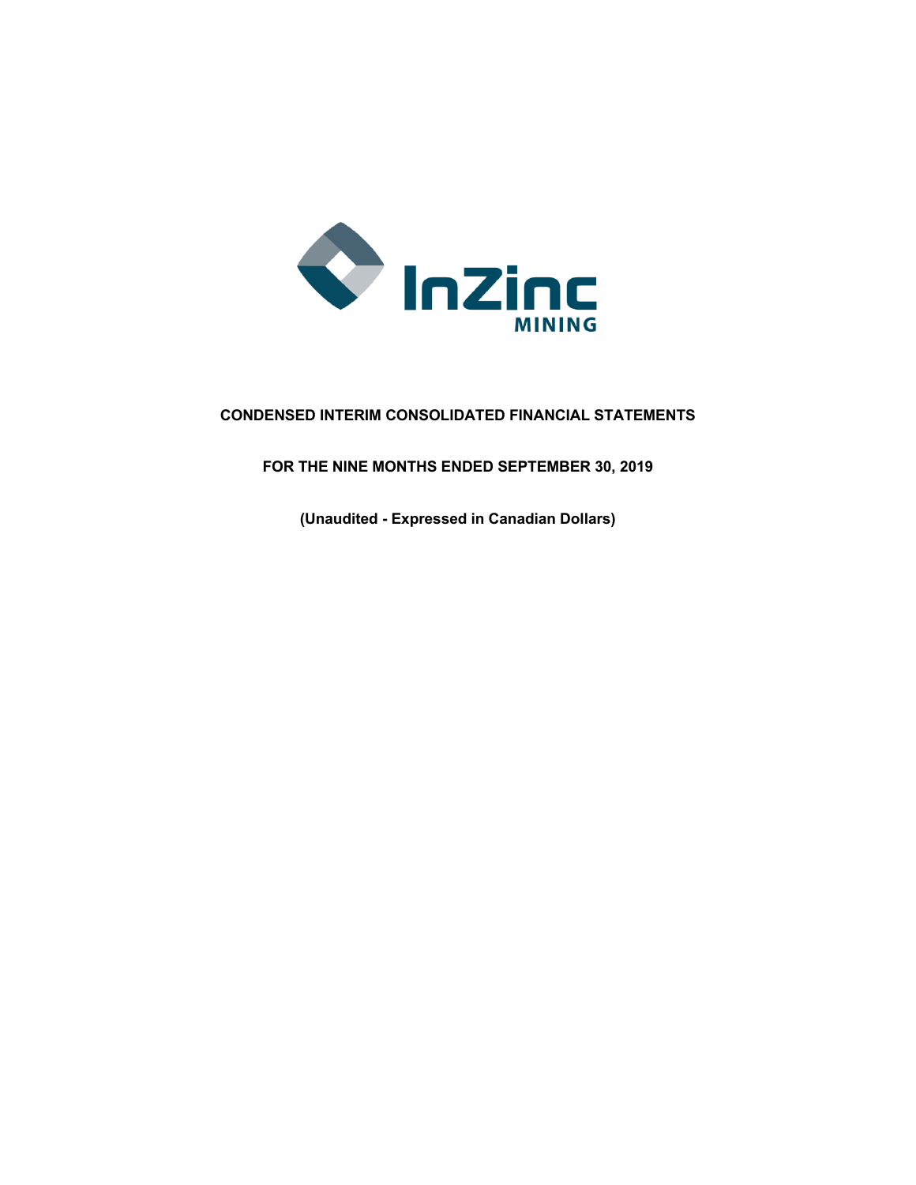InZinc MINING

**CONDENSED INTERIM CONSOLIDATED FINANCIAL STATEMENTS**

**FOR THE NINE MONTHS ENDED SEPTEMBER 30, 2019**

**(Unaudited - Expressed in Canadian Dollars)**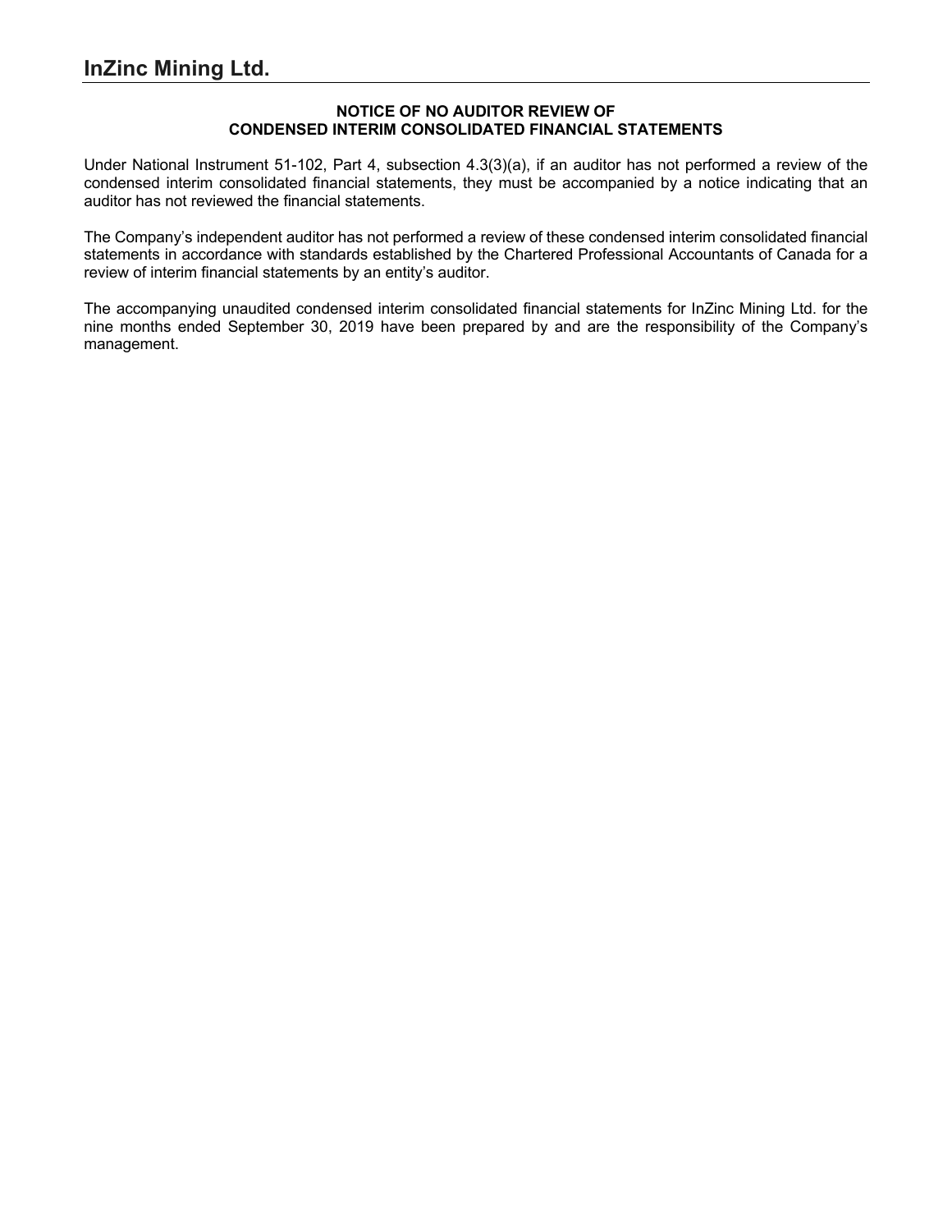# InZinc Mining Ltd.

**NOTICE OF NO AUDITOR REVIEW OF**
**CONDENSED INTERIM CONSOLIDATED FINANCIAL STATEMENTS**

Under National Instrument 51-102, Part 4, subsection 4.3(3)(a), if an auditor has not performed a review of the condensed interim consolidated financial statements, they must be accompanied by a notice indicating that an auditor has not reviewed the financial statements.

The Company's independent auditor has not performed a review of these condensed interim consolidated financial statements in accordance with standards established by the Chartered Professional Accountants of Canada for a review of interim financial statements by an entity's auditor.

The accompanying unaudited condensed interim consolidated financial statements for InZinc Mining Ltd. for the nine months ended September 30, 2019 have been prepared by and are the responsibility of the Company's management.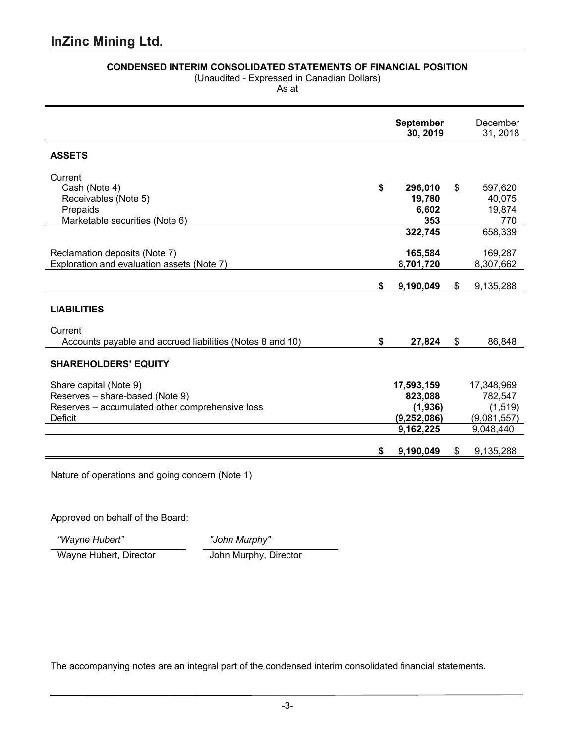# InZinc Mining Ltd.

## CONDENSED INTERIM CONSOLIDATED STATEMENTS OF FINANCIAL POSITION

(Unaudited - Expressed in Canadian Dollars)

As at

| | **September 30, 2019** | December 31, 2018 |
|---|---|---|
| **ASSETS** | | |
| Current | | |
| Cash (Note 4) | **$ 296,010** | $ 597,620 |
| Receivables (Note 5) | **19,780** | 40,075 |
| Prepaids | **6,602** | 19,874 |
| Marketable securities (Note 6) | **353** | 770 |
| | **322,745** | 658,339 |
| Reclamation deposits (Note 7) | **165,584** | 169,287 |
| Exploration and evaluation assets (Note 7) | **8,701,720** | 8,307,662 |
| | **$ 9,190,049** | $ 9,135,288 |
| **LIABILITIES** | | |
| Current | | |
| Accounts payable and accrued liabilities (Notes 8 and 10) | **$ 27,824** | $ 86,848 |
| **SHAREHOLDERS' EQUITY** | | |
| Share capital (Note 9) | **17,593,159** | 17,348,969 |
| Reserves – share-based (Note 9) | **823,088** | 782,547 |
| Reserves – accumulated other comprehensive loss | **(1,936)** | (1,519) |
| Deficit | **(9,252,086)** | (9,081,557) |
| | **9,162,225** | 9,048,440 |
| | **$ 9,190,049** | $ 9,135,288 |

Nature of operations and going concern (Note 1)

Approved on behalf of the Board:

| *"Wayne Hubert"* | *"John Murphy"* |
|---|---|
| Wayne Hubert, Director | John Murphy, Director |

The accompanying notes are an integral part of the condensed interim consolidated financial statements.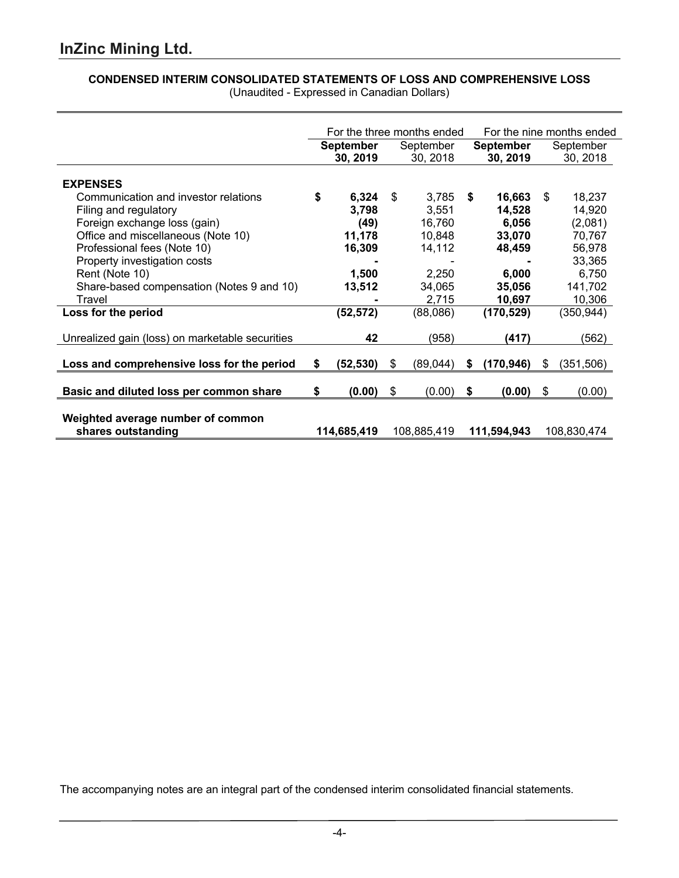# InZinc Mining Ltd.

**CONDENSED INTERIM CONSOLIDATED STATEMENTS OF LOSS AND COMPREHENSIVE LOSS**
(Unaudited - Expressed in Canadian Dollars)

| | For the three months ended | | For the nine months ended | |
|---|---|---|---|---|
| | **September 30, 2019** | September 30, 2018 | **September 30, 2019** | September 30, 2018 |
| **EXPENSES** | | | | |
| Communication and investor relations | **$ 6,324** | $ 3,785 | **$ 16,663** | $ 18,237 |
| Filing and regulatory | **3,798** | 3,551 | **14,528** | 14,920 |
| Foreign exchange loss (gain) | **(49)** | 16,760 | **6,056** | (2,081) |
| Office and miscellaneous (Note 10) | **11,178** | 10,848 | **33,070** | 70,767 |
| Professional fees (Note 10) | **16,309** | 14,112 | **48,459** | 56,978 |
| Property investigation costs | **-** | - | **-** | 33,365 |
| Rent (Note 10) | **1,500** | 2,250 | **6,000** | 6,750 |
| Share-based compensation (Notes 9 and 10) | **13,512** | 34,065 | **35,056** | 141,702 |
| Travel | **-** | 2,715 | **10,697** | 10,306 |
| **Loss for the period** | **(52,572)** | (88,086) | **(170,529)** | (350,944) |
| Unrealized gain (loss) on marketable securities | **42** | (958) | **(417)** | (562) |
| **Loss and comprehensive loss for the period** | **$ (52,530)** | $ (89,044) | **$ (170,946)** | $ (351,506) |
| **Basic and diluted loss per common share** | **$ (0.00)** | $ (0.00) | **$ (0.00)** | $ (0.00) |
| **Weighted average number of common shares outstanding** | **114,685,419** | 108,885,419 | **111,594,943** | 108,830,474 |

The accompanying notes are an integral part of the condensed interim consolidated financial statements.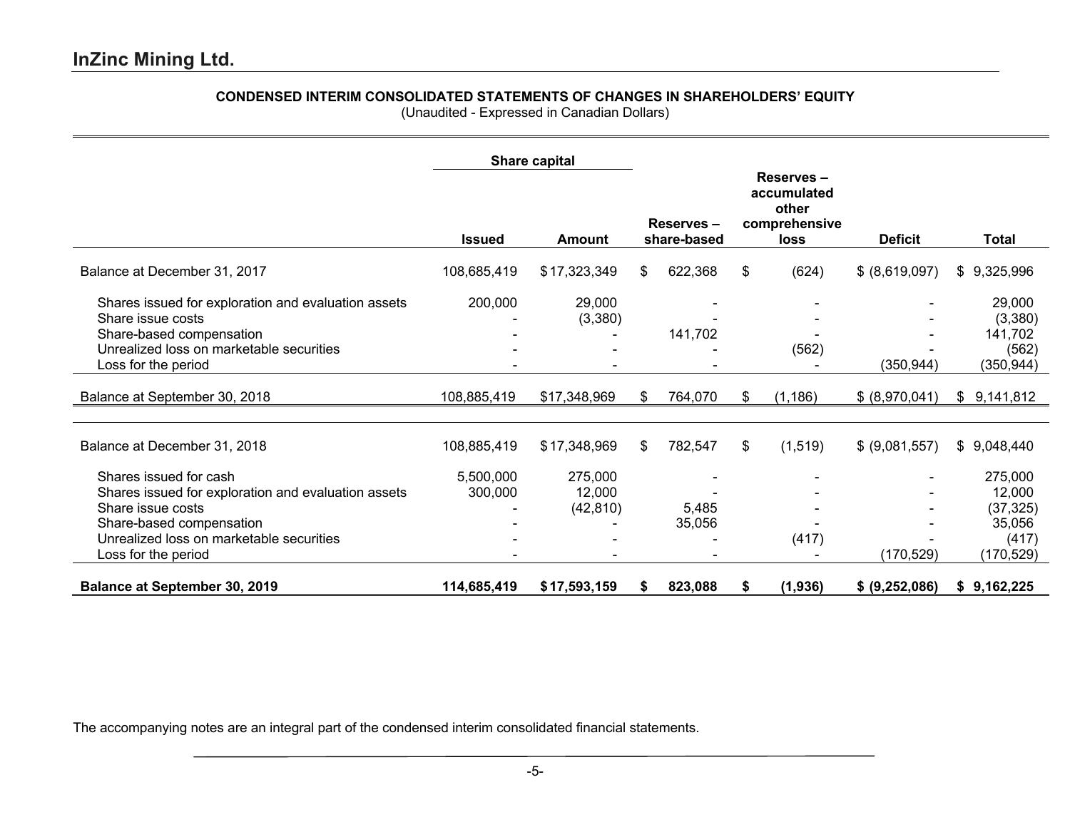## InZinc Mining Ltd.

**CONDENSED INTERIM CONSOLIDATED STATEMENTS OF CHANGES IN SHAREHOLDERS' EQUITY**
(Unaudited - Expressed in Canadian Dollars)

| | Share capital | | | | | |
|---|---|---|---|---|---|---|
| | **Issued** | **Amount** | **Reserves – share-based** | **Reserves – accumulated other comprehensive loss** | **Deficit** | **Total** |
| Balance at December 31, 2017 | 108,685,419 | $ 17,323,349 | $ 622,368 | $ (624) | $ (8,619,097) | $ 9,325,996 |
| Shares issued for exploration and evaluation assets | 200,000 | 29,000 | - | - | - | 29,000 |
| Share issue costs | - | (3,380) | - | - | - | (3,380) |
| Share-based compensation | - | - | 141,702 | - | - | 141,702 |
| Unrealized loss on marketable securities | - | - | - | (562) | - | (562) |
| Loss for the period | - | - | - | - | (350,944) | (350,944) |
| Balance at September 30, 2018 | 108,885,419 | $17,348,969 | $ 764,070 | $ (1,186) | $ (8,970,041) | $ 9,141,812 |
| | | | | | | |
| Balance at December 31, 2018 | 108,885,419 | $ 17,348,969 | $ 782,547 | $ (1,519) | $ (9,081,557) | $ 9,048,440 |
| Shares issued for cash | 5,500,000 | 275,000 | - | - | - | 275,000 |
| Shares issued for exploration and evaluation assets | 300,000 | 12,000 | - | - | - | 12,000 |
| Share issue costs | - | (42,810) | 5,485 | - | - | (37,325) |
| Share-based compensation | - | - | 35,056 | - | - | 35,056 |
| Unrealized loss on marketable securities | - | - | - | (417) | - | (417) |
| Loss for the period | - | - | - | - | (170,529) | (170,529) |
| **Balance at September 30, 2019** | **114,685,419** | **$ 17,593,159** | **$ 823,088** | **$ (1,936)** | **$ (9,252,086)** | **$ 9,162,225** |

The accompanying notes are an integral part of the condensed interim consolidated financial statements.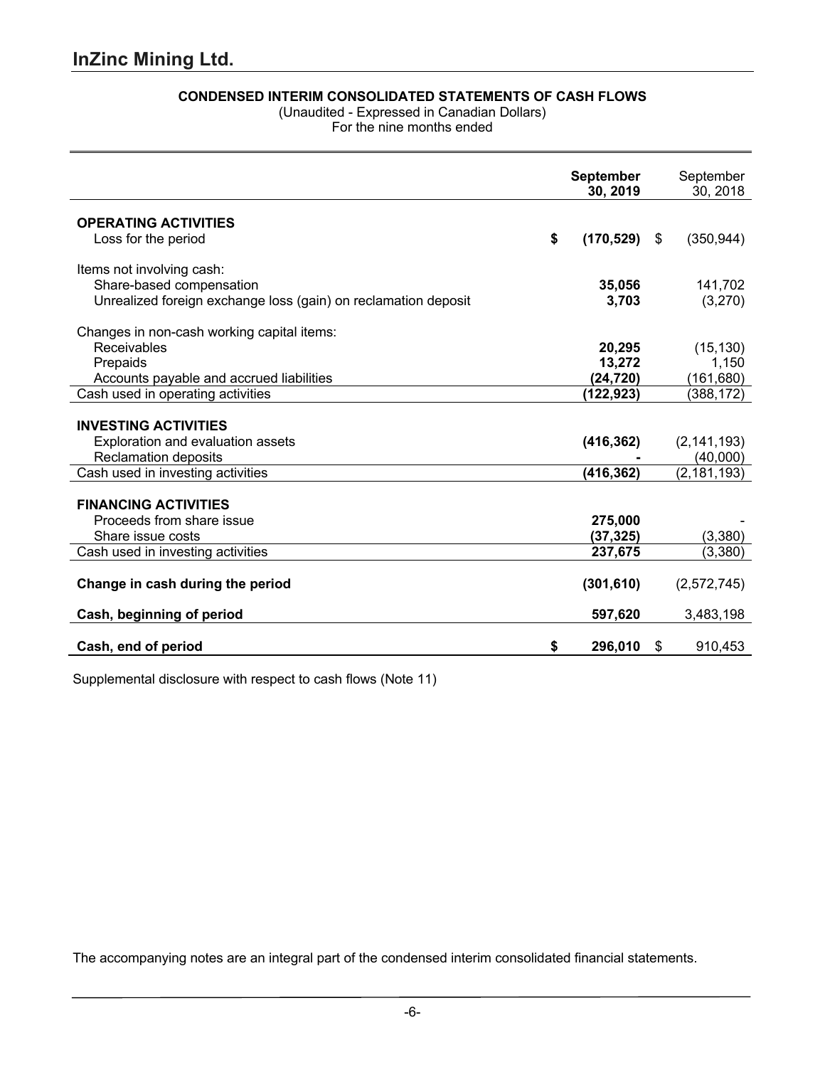# InZinc Mining Ltd.

**CONDENSED INTERIM CONSOLIDATED STATEMENTS OF CASH FLOWS**

(Unaudited - Expressed in Canadian Dollars)

For the nine months ended

| | **September 30, 2019** | September 30, 2018 |
|---|---|---|
| **OPERATING ACTIVITIES** | | |
| Loss for the period | **$ (170,529)** | $ (350,944) |
| Items not involving cash: | | |
| Share-based compensation | **35,056** | 141,702 |
| Unrealized foreign exchange loss (gain) on reclamation deposit | **3,703** | (3,270) |
| Changes in non-cash working capital items: | | |
| Receivables | **20,295** | (15,130) |
| Prepaids | **13,272** | 1,150 |
| Accounts payable and accrued liabilities | **(24,720)** | (161,680) |
| Cash used in operating activities | **(122,923)** | (388,172) |
| **INVESTING ACTIVITIES** | | |
| Exploration and evaluation assets | **(416,362)** | (2,141,193) |
| Reclamation deposits | **-** | (40,000) |
| Cash used in investing activities | **(416,362)** | (2,181,193) |
| **FINANCING ACTIVITIES** | | |
| Proceeds from share issue | **275,000** | - |
| Share issue costs | **(37,325)** | (3,380) |
| Cash used in investing activities | **237,675** | (3,380) |
| **Change in cash during the period** | **(301,610)** | (2,572,745) |
| **Cash, beginning of period** | **597,620** | 3,483,198 |
| **Cash, end of period** | **$ 296,010** | $ 910,453 |

Supplemental disclosure with respect to cash flows (Note 11)

The accompanying notes are an integral part of the condensed interim consolidated financial statements.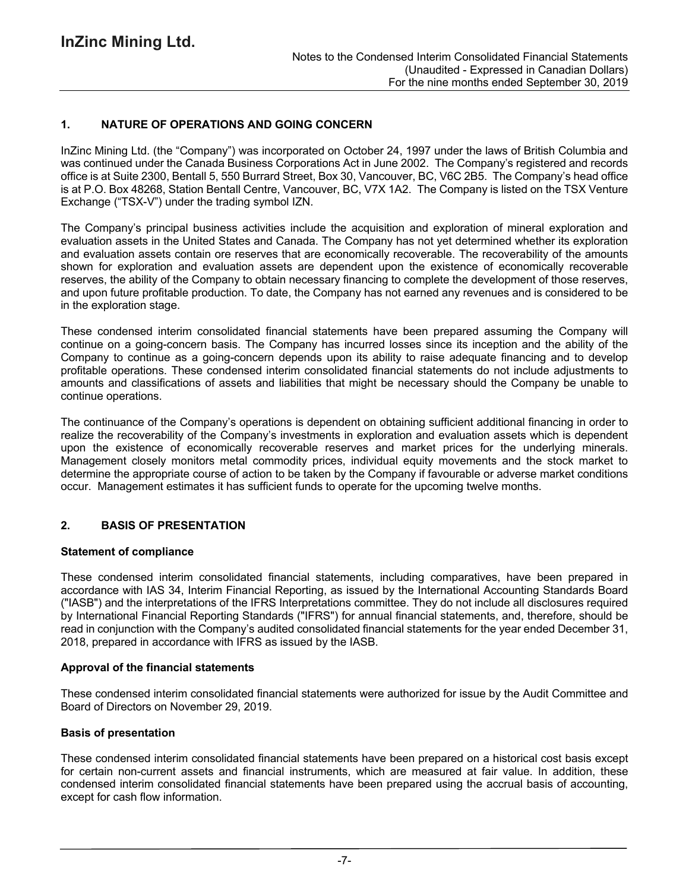## 1. NATURE OF OPERATIONS AND GOING CONCERN

InZinc Mining Ltd. (the "Company") was incorporated on October 24, 1997 under the laws of British Columbia and was continued under the Canada Business Corporations Act in June 2002. The Company's registered and records office is at Suite 2300, Bentall 5, 550 Burrard Street, Box 30, Vancouver, BC, V6C 2B5. The Company's head office is at P.O. Box 48268, Station Bentall Centre, Vancouver, BC, V7X 1A2. The Company is listed on the TSX Venture Exchange ("TSX-V") under the trading symbol IZN.

The Company's principal business activities include the acquisition and exploration of mineral exploration and evaluation assets in the United States and Canada. The Company has not yet determined whether its exploration and evaluation assets contain ore reserves that are economically recoverable. The recoverability of the amounts shown for exploration and evaluation assets are dependent upon the existence of economically recoverable reserves, the ability of the Company to obtain necessary financing to complete the development of those reserves, and upon future profitable production. To date, the Company has not earned any revenues and is considered to be in the exploration stage.

These condensed interim consolidated financial statements have been prepared assuming the Company will continue on a going-concern basis. The Company has incurred losses since its inception and the ability of the Company to continue as a going-concern depends upon its ability to raise adequate financing and to develop profitable operations. These condensed interim consolidated financial statements do not include adjustments to amounts and classifications of assets and liabilities that might be necessary should the Company be unable to continue operations.

The continuance of the Company's operations is dependent on obtaining sufficient additional financing in order to realize the recoverability of the Company's investments in exploration and evaluation assets which is dependent upon the existence of economically recoverable reserves and market prices for the underlying minerals. Management closely monitors metal commodity prices, individual equity movements and the stock market to determine the appropriate course of action to be taken by the Company if favourable or adverse market conditions occur. Management estimates it has sufficient funds to operate for the upcoming twelve months.

## 2. BASIS OF PRESENTATION

### Statement of compliance

These condensed interim consolidated financial statements, including comparatives, have been prepared in accordance with IAS 34, Interim Financial Reporting, as issued by the International Accounting Standards Board ("IASB") and the interpretations of the IFRS Interpretations committee. They do not include all disclosures required by International Financial Reporting Standards ("IFRS") for annual financial statements, and, therefore, should be read in conjunction with the Company's audited consolidated financial statements for the year ended December 31, 2018, prepared in accordance with IFRS as issued by the IASB.

### Approval of the financial statements

These condensed interim consolidated financial statements were authorized for issue by the Audit Committee and Board of Directors on November 29, 2019.

### Basis of presentation

These condensed interim consolidated financial statements have been prepared on a historical cost basis except for certain non-current assets and financial instruments, which are measured at fair value. In addition, these condensed interim consolidated financial statements have been prepared using the accrual basis of accounting, except for cash flow information.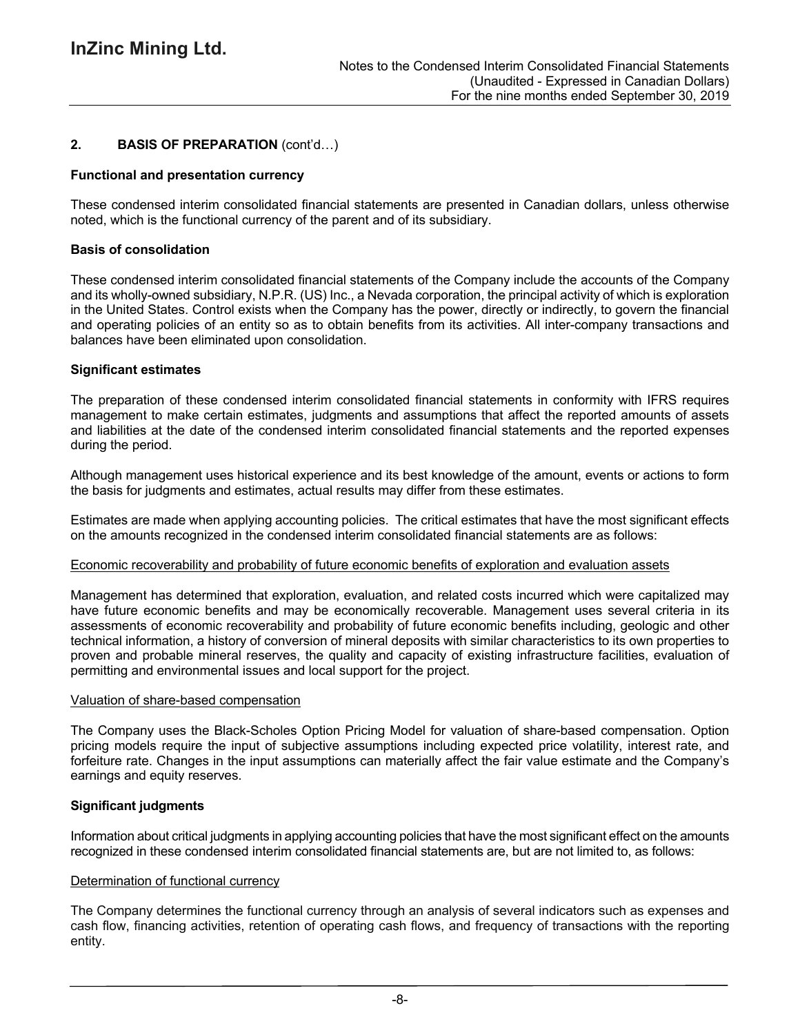## 2. BASIS OF PREPARATION (cont'd…)

**Functional and presentation currency**

These condensed interim consolidated financial statements are presented in Canadian dollars, unless otherwise noted, which is the functional currency of the parent and of its subsidiary.

**Basis of consolidation**

These condensed interim consolidated financial statements of the Company include the accounts of the Company and its wholly-owned subsidiary, N.P.R. (US) Inc., a Nevada corporation, the principal activity of which is exploration in the United States. Control exists when the Company has the power, directly or indirectly, to govern the financial and operating policies of an entity so as to obtain benefits from its activities. All inter-company transactions and balances have been eliminated upon consolidation.

**Significant estimates**

The preparation of these condensed interim consolidated financial statements in conformity with IFRS requires management to make certain estimates, judgments and assumptions that affect the reported amounts of assets and liabilities at the date of the condensed interim consolidated financial statements and the reported expenses during the period.

Although management uses historical experience and its best knowledge of the amount, events or actions to form the basis for judgments and estimates, actual results may differ from these estimates.

Estimates are made when applying accounting policies. The critical estimates that have the most significant effects on the amounts recognized in the condensed interim consolidated financial statements are as follows:

Economic recoverability and probability of future economic benefits of exploration and evaluation assets

Management has determined that exploration, evaluation, and related costs incurred which were capitalized may have future economic benefits and may be economically recoverable. Management uses several criteria in its assessments of economic recoverability and probability of future economic benefits including, geologic and other technical information, a history of conversion of mineral deposits with similar characteristics to its own properties to proven and probable mineral reserves, the quality and capacity of existing infrastructure facilities, evaluation of permitting and environmental issues and local support for the project.

Valuation of share-based compensation

The Company uses the Black-Scholes Option Pricing Model for valuation of share-based compensation. Option pricing models require the input of subjective assumptions including expected price volatility, interest rate, and forfeiture rate. Changes in the input assumptions can materially affect the fair value estimate and the Company's earnings and equity reserves.

**Significant judgments**

Information about critical judgments in applying accounting policies that have the most significant effect on the amounts recognized in these condensed interim consolidated financial statements are, but are not limited to, as follows:

Determination of functional currency

The Company determines the functional currency through an analysis of several indicators such as expenses and cash flow, financing activities, retention of operating cash flows, and frequency of transactions with the reporting entity.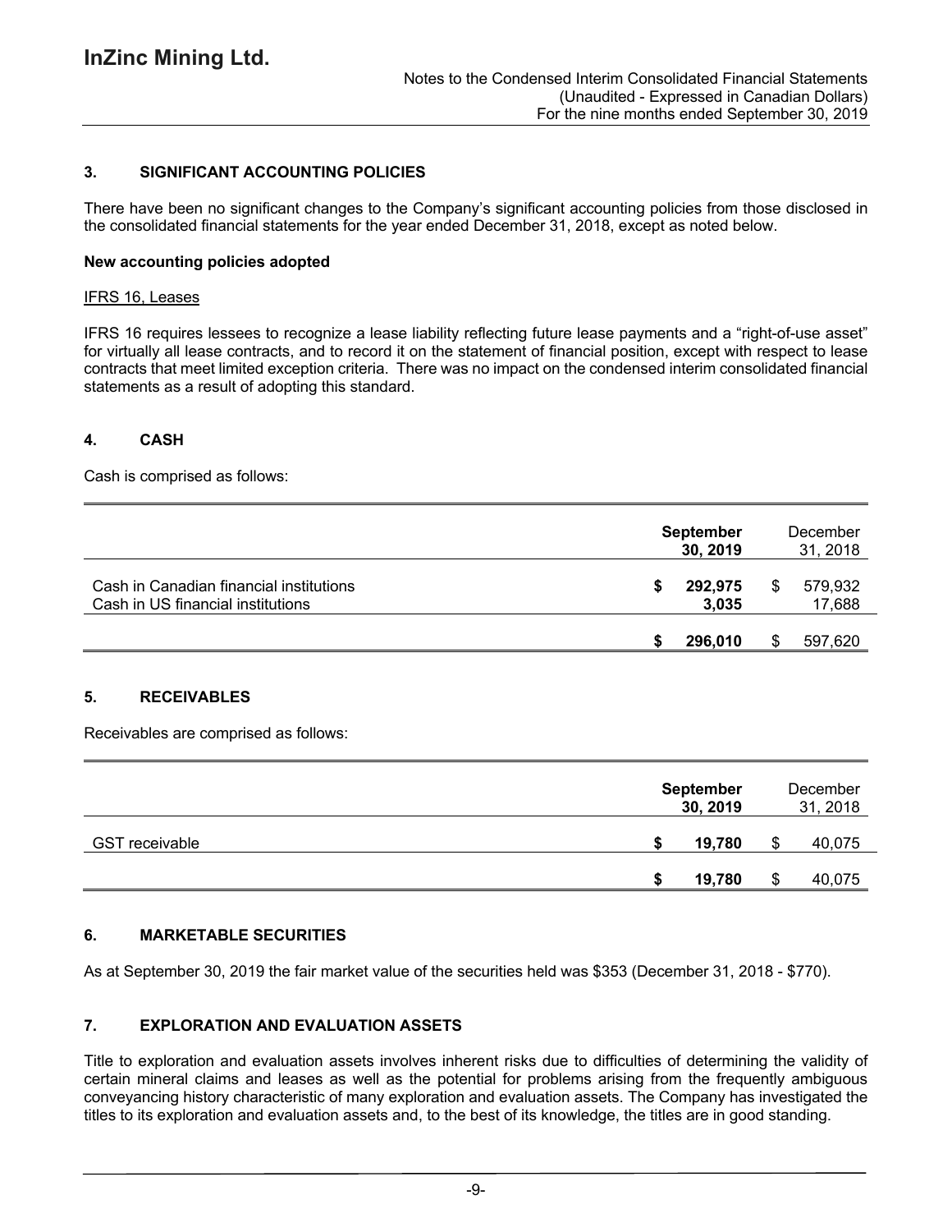### 3. SIGNIFICANT ACCOUNTING POLICIES

There have been no significant changes to the Company's significant accounting policies from those disclosed in the consolidated financial statements for the year ended December 31, 2018, except as noted below.

**New accounting policies adopted**

IFRS 16, Leases

IFRS 16 requires lessees to recognize a lease liability reflecting future lease payments and a "right-of-use asset" for virtually all lease contracts, and to record it on the statement of financial position, except with respect to lease contracts that meet limited exception criteria. There was no impact on the condensed interim consolidated financial statements as a result of adopting this standard.

### 4. CASH

Cash is comprised as follows:

| | **September 30, 2019** | December 31, 2018 |
|---|---|---|
| Cash in Canadian financial institutions | **$ 292,975** | $ 579,932 |
| Cash in US financial institutions | **3,035** | 17,688 |
| | **$ 296,010** | $ 597,620 |

### 5. RECEIVABLES

Receivables are comprised as follows:

| | **September 30, 2019** | December 31, 2018 |
|---|---|---|
| GST receivable | **$ 19,780** | $ 40,075 |
| | **$ 19,780** | $ 40,075 |

### 6. MARKETABLE SECURITIES

As at September 30, 2019 the fair market value of the securities held was $353 (December 31, 2018 - $770).

### 7. EXPLORATION AND EVALUATION ASSETS

Title to exploration and evaluation assets involves inherent risks due to difficulties of determining the validity of certain mineral claims and leases as well as the potential for problems arising from the frequently ambiguous conveyancing history characteristic of many exploration and evaluation assets. The Company has investigated the titles to its exploration and evaluation assets and, to the best of its knowledge, the titles are in good standing.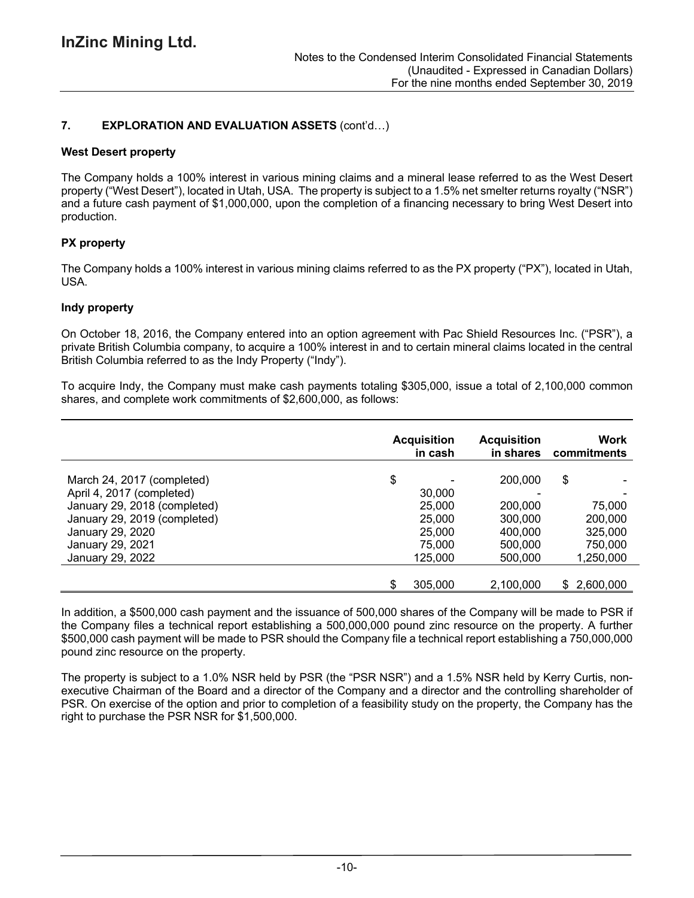## 7. EXPLORATION AND EVALUATION ASSETS (cont'd…)

### West Desert property

The Company holds a 100% interest in various mining claims and a mineral lease referred to as the West Desert property ("West Desert"), located in Utah, USA. The property is subject to a 1.5% net smelter returns royalty ("NSR") and a future cash payment of $1,000,000, upon the completion of a financing necessary to bring West Desert into production.

### PX property

The Company holds a 100% interest in various mining claims referred to as the PX property ("PX"), located in Utah, USA.

### Indy property

On October 18, 2016, the Company entered into an option agreement with Pac Shield Resources Inc. ("PSR"), a private British Columbia company, to acquire a 100% interest in and to certain mineral claims located in the central British Columbia referred to as the Indy Property ("Indy").

To acquire Indy, the Company must make cash payments totaling $305,000, issue a total of 2,100,000 common shares, and complete work commitments of $2,600,000, as follows:

| | Acquisition in cash | Acquisition in shares | Work commitments |
|---|---|---|---|
| March 24, 2017 (completed) | $ - | 200,000 | $ - |
| April 4, 2017 (completed) | 30,000 | - | - |
| January 29, 2018 (completed) | 25,000 | 200,000 | 75,000 |
| January 29, 2019 (completed) | 25,000 | 300,000 | 200,000 |
| January 29, 2020 | 25,000 | 400,000 | 325,000 |
| January 29, 2021 | 75,000 | 500,000 | 750,000 |
| January 29, 2022 | 125,000 | 500,000 | 1,250,000 |
| | $ 305,000 | 2,100,000 | $ 2,600,000 |

In addition, a $500,000 cash payment and the issuance of 500,000 shares of the Company will be made to PSR if the Company files a technical report establishing a 500,000,000 pound zinc resource on the property. A further $500,000 cash payment will be made to PSR should the Company file a technical report establishing a 750,000,000 pound zinc resource on the property.

The property is subject to a 1.0% NSR held by PSR (the "PSR NSR") and a 1.5% NSR held by Kerry Curtis, non-executive Chairman of the Board and a director of the Company and a director and the controlling shareholder of PSR. On exercise of the option and prior to completion of a feasibility study on the property, the Company has the right to purchase the PSR NSR for $1,500,000.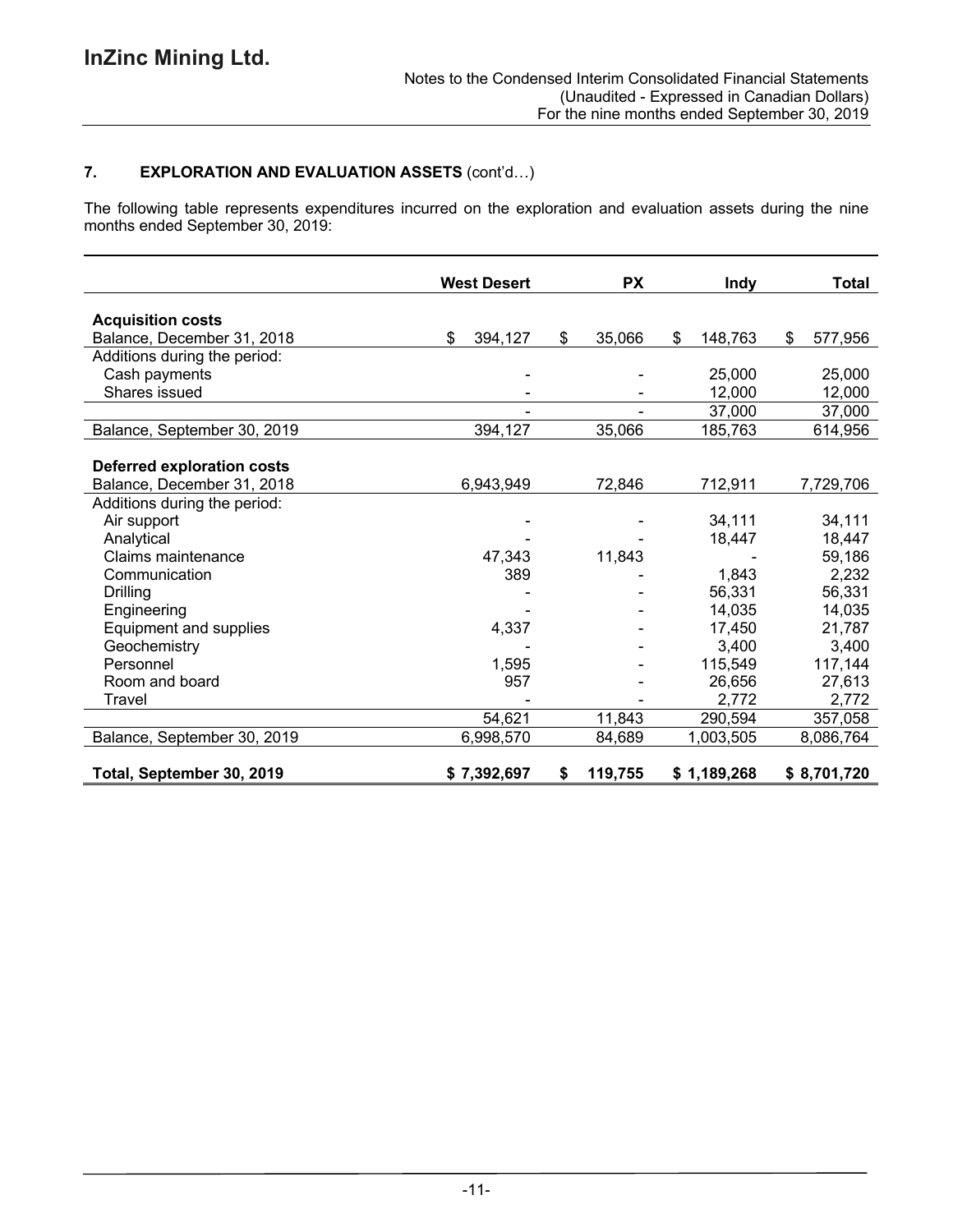## 7. EXPLORATION AND EVALUATION ASSETS (cont'd…)

The following table represents expenditures incurred on the exploration and evaluation assets during the nine months ended September 30, 2019:

| | West Desert | PX | Indy | Total |
|---|---|---|---|---|
| **Acquisition costs** | | | | |
| Balance, December 31, 2018 | $ 394,127 | $ 35,066 | $ 148,763 | $ 577,956 |
| Additions during the period: | | | | |
| Cash payments | - | - | 25,000 | 25,000 |
| Shares issued | - | - | 12,000 | 12,000 |
| | - | - | 37,000 | 37,000 |
| Balance, September 30, 2019 | 394,127 | 35,066 | 185,763 | 614,956 |
| **Deferred exploration costs** | | | | |
| Balance, December 31, 2018 | 6,943,949 | 72,846 | 712,911 | 7,729,706 |
| Additions during the period: | | | | |
| Air support | - | - | 34,111 | 34,111 |
| Analytical | - | - | 18,447 | 18,447 |
| Claims maintenance | 47,343 | 11,843 | - | 59,186 |
| Communication | 389 | - | 1,843 | 2,232 |
| Drilling | - | - | 56,331 | 56,331 |
| Engineering | - | - | 14,035 | 14,035 |
| Equipment and supplies | 4,337 | - | 17,450 | 21,787 |
| Geochemistry | - | - | 3,400 | 3,400 |
| Personnel | 1,595 | - | 115,549 | 117,144 |
| Room and board | 957 | - | 26,656 | 27,613 |
| Travel | - | - | 2,772 | 2,772 |
| | 54,621 | 11,843 | 290,594 | 357,058 |
| Balance, September 30, 2019 | 6,998,570 | 84,689 | 1,003,505 | 8,086,764 |
| **Total, September 30, 2019** | **$ 7,392,697** | **$ 119,755** | **$ 1,189,268** | **$ 8,701,720** |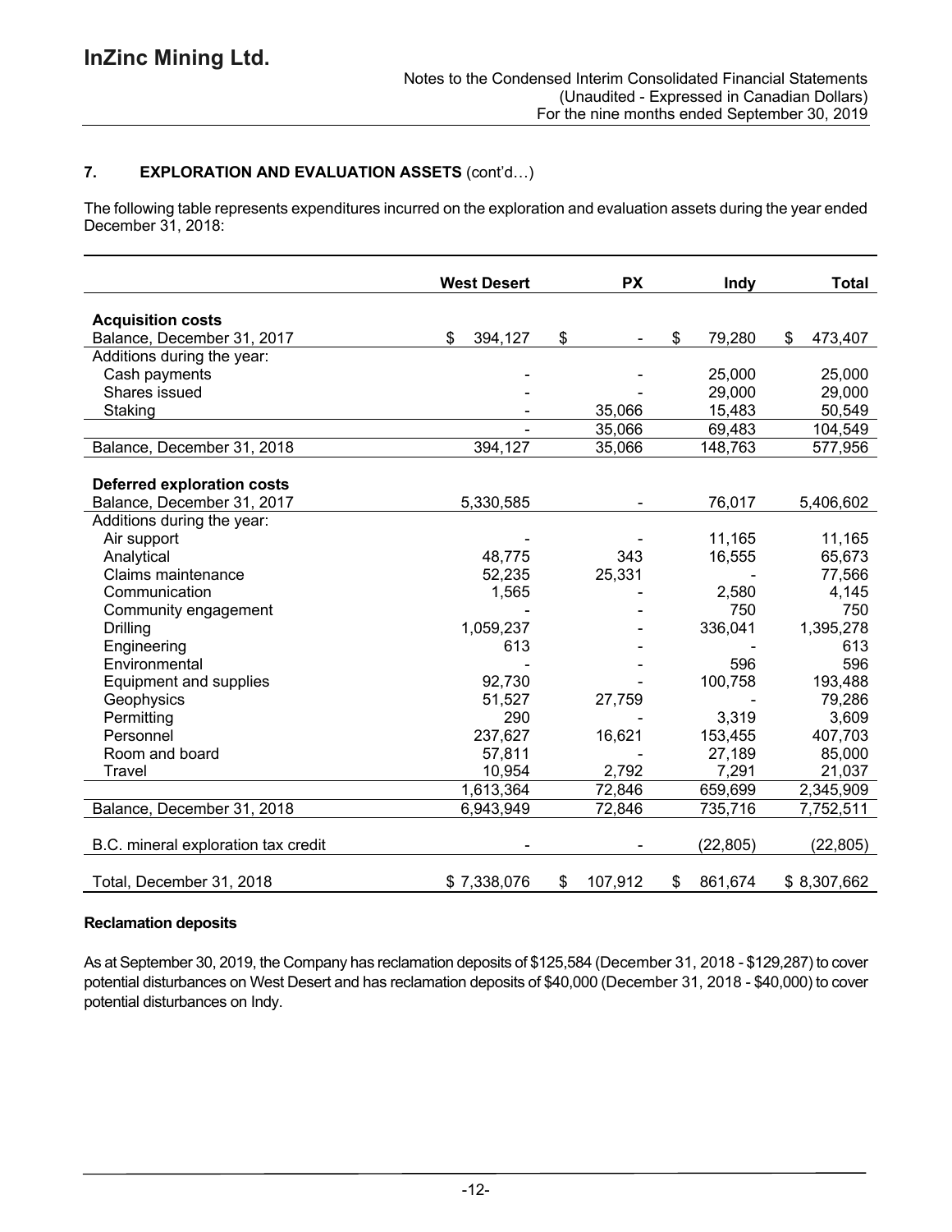## 7. EXPLORATION AND EVALUATION ASSETS (cont'd…)

The following table represents expenditures incurred on the exploration and evaluation assets during the year ended December 31, 2018:

| | West Desert | PX | Indy | Total |
|---|---|---|---|---|
| **Acquisition costs** | | | | |
| Balance, December 31, 2017 | $ 394,127 | $ - | $ 79,280 | $ 473,407 |
| Additions during the year: | | | | |
| Cash payments | - | - | 25,000 | 25,000 |
| Shares issued | - | - | 29,000 | 29,000 |
| Staking | - | 35,066 | 15,483 | 50,549 |
| | - | 35,066 | 69,483 | 104,549 |
| Balance, December 31, 2018 | 394,127 | 35,066 | 148,763 | 577,956 |
| **Deferred exploration costs** | | | | |
| Balance, December 31, 2017 | 5,330,585 | - | 76,017 | 5,406,602 |
| Additions during the year: | | | | |
| Air support | - | - | 11,165 | 11,165 |
| Analytical | 48,775 | 343 | 16,555 | 65,673 |
| Claims maintenance | 52,235 | 25,331 | - | 77,566 |
| Communication | 1,565 | - | 2,580 | 4,145 |
| Community engagement | - | - | 750 | 750 |
| Drilling | 1,059,237 | - | 336,041 | 1,395,278 |
| Engineering | 613 | - | - | 613 |
| Environmental | - | - | 596 | 596 |
| Equipment and supplies | 92,730 | - | 100,758 | 193,488 |
| Geophysics | 51,527 | 27,759 | - | 79,286 |
| Permitting | 290 | - | 3,319 | 3,609 |
| Personnel | 237,627 | 16,621 | 153,455 | 407,703 |
| Room and board | 57,811 | - | 27,189 | 85,000 |
| Travel | 10,954 | 2,792 | 7,291 | 21,037 |
| | 1,613,364 | 72,846 | 659,699 | 2,345,909 |
| Balance, December 31, 2018 | 6,943,949 | 72,846 | 735,716 | 7,752,511 |
| B.C. mineral exploration tax credit | - | - | (22,805) | (22,805) |
| Total, December 31, 2018 | $ 7,338,076 | $ 107,912 | $ 861,674 | $ 8,307,662 |

**Reclamation deposits**

As at September 30, 2019, the Company has reclamation deposits of $125,584 (December 31, 2018 - $129,287) to cover potential disturbances on West Desert and has reclamation deposits of $40,000 (December 31, 2018 - $40,000) to cover potential disturbances on Indy.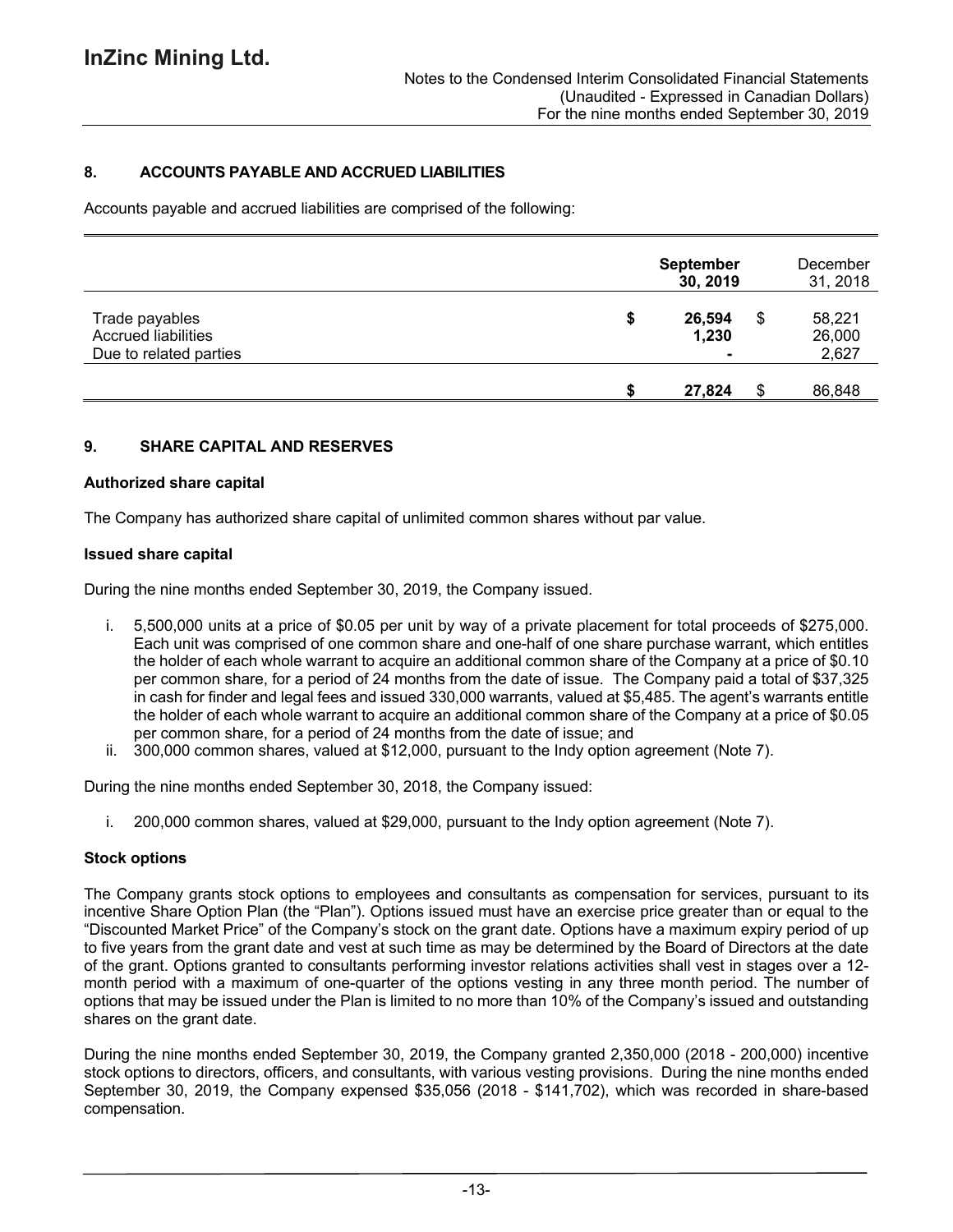## 8. ACCOUNTS PAYABLE AND ACCRUED LIABILITIES

Accounts payable and accrued liabilities are comprised of the following:

| | September 30, 2019 | December 31, 2018 |
|---|---|---|
| Trade payables | $ 26,594 | $ 58,221 |
| Accrued liabilities | 1,230 | 26,000 |
| Due to related parties | - | 2,627 |
| | $ 27,824 | $ 86,848 |

## 9. SHARE CAPITAL AND RESERVES

### Authorized share capital

The Company has authorized share capital of unlimited common shares without par value.

### Issued share capital

During the nine months ended September 30, 2019, the Company issued.

i. 5,500,000 units at a price of $0.05 per unit by way of a private placement for total proceeds of $275,000. Each unit was comprised of one common share and one-half of one share purchase warrant, which entitles the holder of each whole warrant to acquire an additional common share of the Company at a price of $0.10 per common share, for a period of 24 months from the date of issue. The Company paid a total of $37,325 in cash for finder and legal fees and issued 330,000 warrants, valued at $5,485. The agent's warrants entitle the holder of each whole warrant to acquire an additional common share of the Company at a price of $0.05 per common share, for a period of 24 months from the date of issue; and
ii. 300,000 common shares, valued at $12,000, pursuant to the Indy option agreement (Note 7).

During the nine months ended September 30, 2018, the Company issued:

i. 200,000 common shares, valued at $29,000, pursuant to the Indy option agreement (Note 7).

### Stock options

The Company grants stock options to employees and consultants as compensation for services, pursuant to its incentive Share Option Plan (the "Plan"). Options issued must have an exercise price greater than or equal to the "Discounted Market Price" of the Company's stock on the grant date. Options have a maximum expiry period of up to five years from the grant date and vest at such time as may be determined by the Board of Directors at the date of the grant. Options granted to consultants performing investor relations activities shall vest in stages over a 12-month period with a maximum of one-quarter of the options vesting in any three month period. The number of options that may be issued under the Plan is limited to no more than 10% of the Company's issued and outstanding shares on the grant date.

During the nine months ended September 30, 2019, the Company granted 2,350,000 (2018 - 200,000) incentive stock options to directors, officers, and consultants, with various vesting provisions. During the nine months ended September 30, 2019, the Company expensed $35,056 (2018 - $141,702), which was recorded in share-based compensation.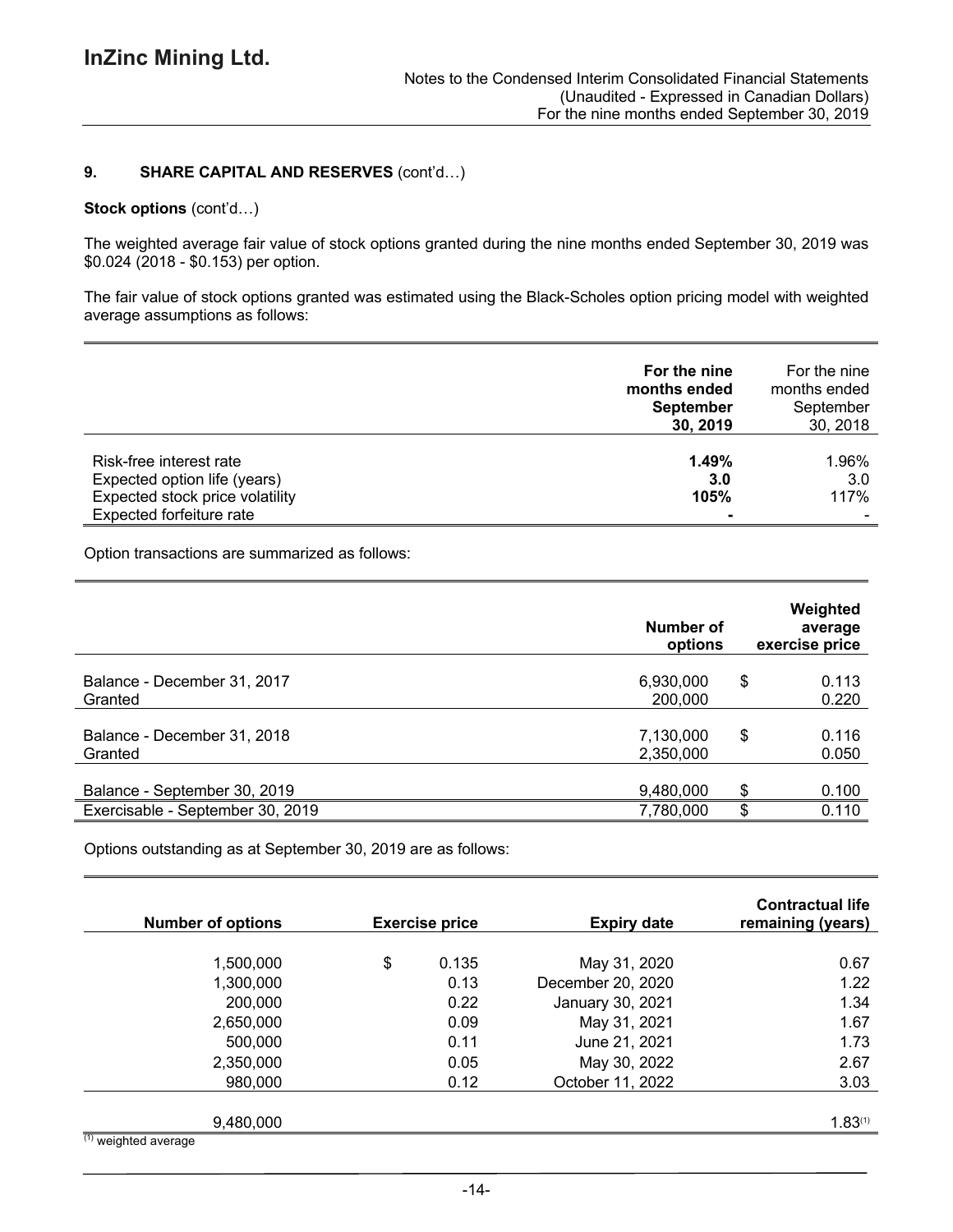## 9. SHARE CAPITAL AND RESERVES (cont'd…)

**Stock options** (cont'd…)

The weighted average fair value of stock options granted during the nine months ended September 30, 2019 was $0.024 (2018 - $0.153) per option.

The fair value of stock options granted was estimated using the Black-Scholes option pricing model with weighted average assumptions as follows:

| | **For the nine months ended September 30, 2019** | For the nine months ended September 30, 2018 |
|---|---|---|
| Risk-free interest rate | **1.49%** | 1.96% |
| Expected option life (years) | **3.0** | 3.0 |
| Expected stock price volatility | **105%** | 117% |
| Expected forfeiture rate | **-** | - |

Option transactions are summarized as follows:

| | **Number of options** | **Weighted average exercise price** |
|---|---|---|
| Balance - December 31, 2017 | 6,930,000 | $ 0.113 |
| Granted | 200,000 | 0.220 |
| Balance - December 31, 2018 | 7,130,000 | $ 0.116 |
| Granted | 2,350,000 | 0.050 |
| Balance - September 30, 2019 | 9,480,000 | $ 0.100 |
| Exercisable - September 30, 2019 | 7,780,000 | $ 0.110 |

Options outstanding as at September 30, 2019 are as follows:

| **Number of options** | **Exercise price** | **Expiry date** | **Contractual life remaining (years)** |
|---|---|---|---|
| 1,500,000 | $ 0.135 | May 31, 2020 | 0.67 |
| 1,300,000 | 0.13 | December 20, 2020 | 1.22 |
| 200,000 | 0.22 | January 30, 2021 | 1.34 |
| 2,650,000 | 0.09 | May 31, 2021 | 1.67 |
| 500,000 | 0.11 | June 21, 2021 | 1.73 |
| 2,350,000 | 0.05 | May 30, 2022 | 2.67 |
| 980,000 | 0.12 | October 11, 2022 | 3.03 |
| 9,480,000 | | | 1.83[1] |

[1] weighted average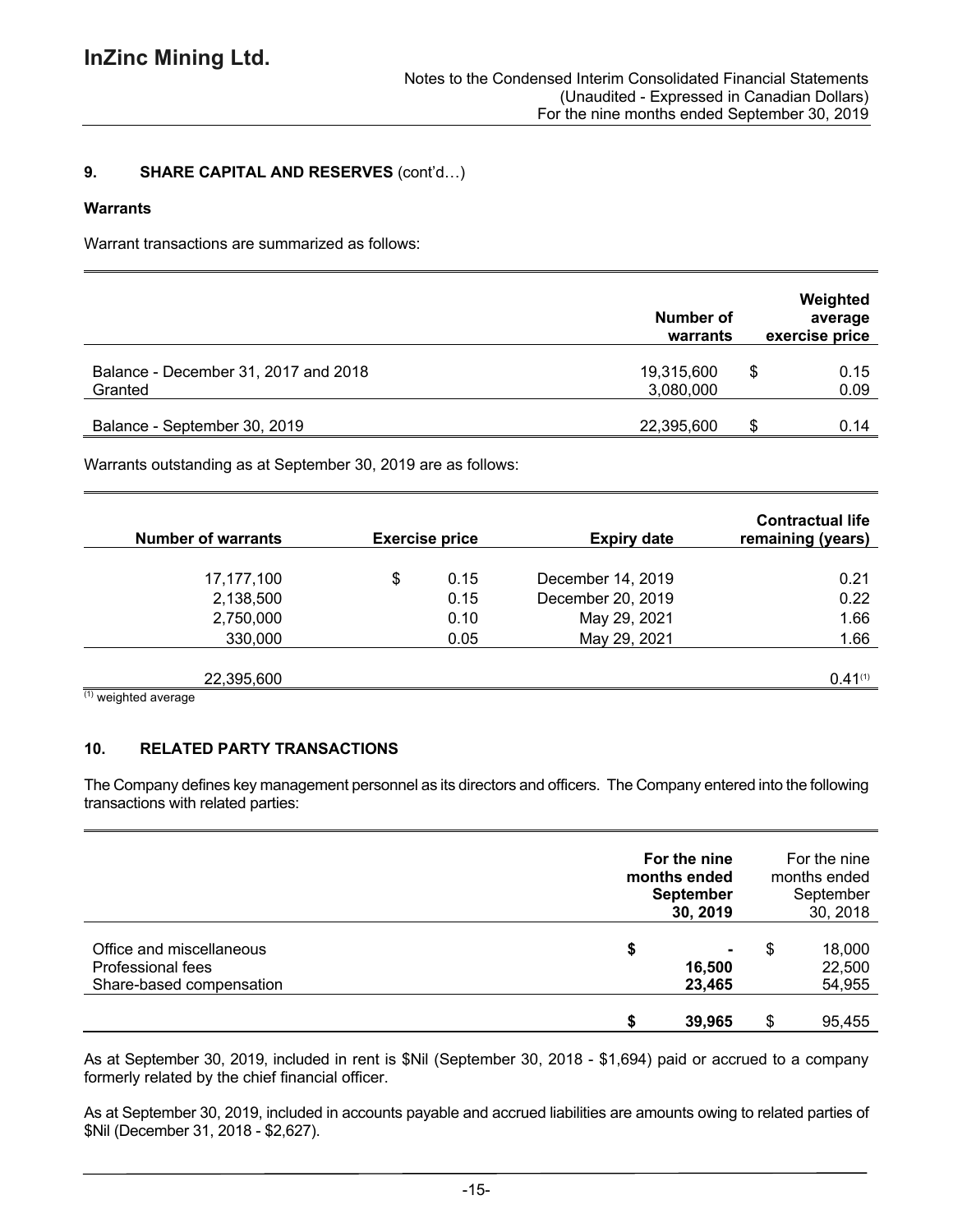## 9. SHARE CAPITAL AND RESERVES (cont'd…)

### Warrants

Warrant transactions are summarized as follows:

| | Number of warrants | Weighted average exercise price |
|---|---|---|
| Balance - December 31, 2017 and 2018 | 19,315,600 | $ 0.15 |
| Granted | 3,080,000 | 0.09 |
| Balance - September 30, 2019 | 22,395,600 | $ 0.14 |

Warrants outstanding as at September 30, 2019 are as follows:

| Number of warrants | Exercise price | Expiry date | Contractual life remaining (years) |
|---|---|---|---|
| 17,177,100 | $ 0.15 | December 14, 2019 | 0.21 |
| 2,138,500 | 0.15 | December 20, 2019 | 0.22 |
| 2,750,000 | 0.10 | May 29, 2021 | 1.66 |
| 330,000 | 0.05 | May 29, 2021 | 1.66 |
| 22,395,600 | | | 0.41[(1)] |

(1) weighted average

## 10. RELATED PARTY TRANSACTIONS

The Company defines key management personnel as its directors and officers. The Company entered into the following transactions with related parties:

| | For the nine months ended September 30, 2019 | For the nine months ended September 30, 2018 |
|---|---|---|
| Office and miscellaneous | $ - | $ 18,000 |
| Professional fees | 16,500 | 22,500 |
| Share-based compensation | 23,465 | 54,955 |
| | $ 39,965 | $ 95,455 |

As at September 30, 2019, included in rent is $Nil (September 30, 2018 - $1,694) paid or accrued to a company formerly related by the chief financial officer.

As at September 30, 2019, included in accounts payable and accrued liabilities are amounts owing to related parties of $Nil (December 31, 2018 - $2,627).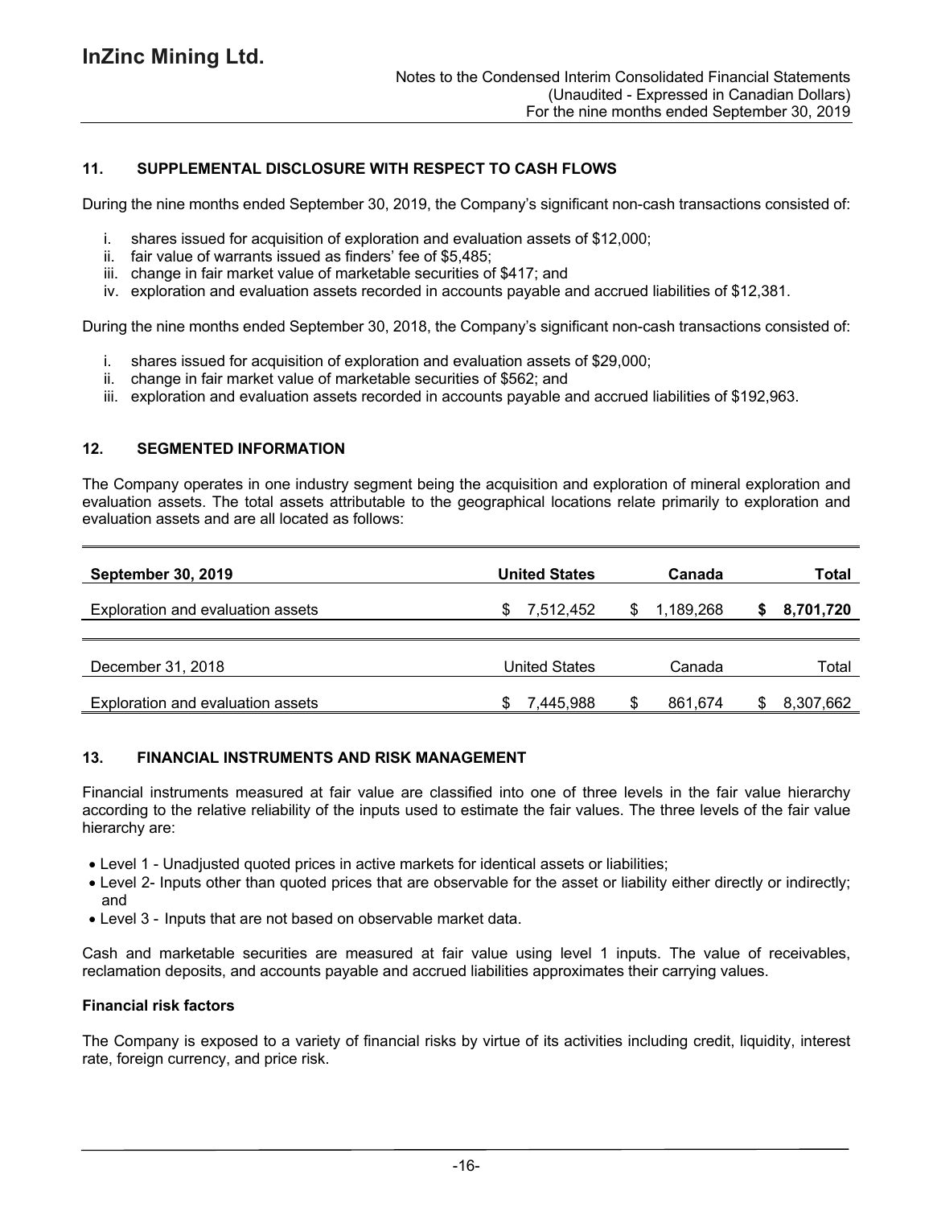## 11. SUPPLEMENTAL DISCLOSURE WITH RESPECT TO CASH FLOWS

During the nine months ended September 30, 2019, the Company's significant non-cash transactions consisted of:

i. shares issued for acquisition of exploration and evaluation assets of $12,000;
ii. fair value of warrants issued as finders' fee of $5,485;
iii. change in fair market value of marketable securities of $417; and
iv. exploration and evaluation assets recorded in accounts payable and accrued liabilities of $12,381.

During the nine months ended September 30, 2018, the Company's significant non-cash transactions consisted of:

i. shares issued for acquisition of exploration and evaluation assets of $29,000;
ii. change in fair market value of marketable securities of $562; and
iii. exploration and evaluation assets recorded in accounts payable and accrued liabilities of $192,963.

## 12. SEGMENTED INFORMATION

The Company operates in one industry segment being the acquisition and exploration of mineral exploration and evaluation assets. The total assets attributable to the geographical locations relate primarily to exploration and evaluation assets and are all located as follows:

| **September 30, 2019** | **United States** | **Canada** | **Total** |
|---|---|---|---|
| Exploration and evaluation assets | $ 7,512,452 | $ 1,189,268 | **$ 8,701,720** |

| December 31, 2018 | United States | Canada | Total |
|---|---|---|---|
| Exploration and evaluation assets | $ 7,445,988 | $ 861,674 | $ 8,307,662 |

## 13. FINANCIAL INSTRUMENTS AND RISK MANAGEMENT

Financial instruments measured at fair value are classified into one of three levels in the fair value hierarchy according to the relative reliability of the inputs used to estimate the fair values. The three levels of the fair value hierarchy are:

- Level 1 - Unadjusted quoted prices in active markets for identical assets or liabilities;
- Level 2- Inputs other than quoted prices that are observable for the asset or liability either directly or indirectly; and
- Level 3 - Inputs that are not based on observable market data.

Cash and marketable securities are measured at fair value using level 1 inputs. The value of receivables, reclamation deposits, and accounts payable and accrued liabilities approximates their carrying values.

### Financial risk factors

The Company is exposed to a variety of financial risks by virtue of its activities including credit, liquidity, interest rate, foreign currency, and price risk.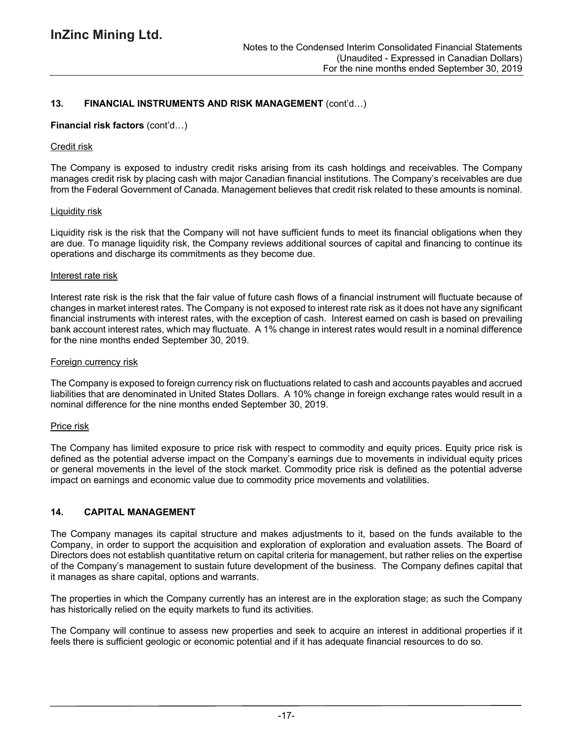## 13. FINANCIAL INSTRUMENTS AND RISK MANAGEMENT (cont'd…)

**Financial risk factors** (cont'd…)

Credit risk

The Company is exposed to industry credit risks arising from its cash holdings and receivables. The Company manages credit risk by placing cash with major Canadian financial institutions. The Company's receivables are due from the Federal Government of Canada. Management believes that credit risk related to these amounts is nominal.

Liquidity risk

Liquidity risk is the risk that the Company will not have sufficient funds to meet its financial obligations when they are due. To manage liquidity risk, the Company reviews additional sources of capital and financing to continue its operations and discharge its commitments as they become due.

Interest rate risk

Interest rate risk is the risk that the fair value of future cash flows of a financial instrument will fluctuate because of changes in market interest rates. The Company is not exposed to interest rate risk as it does not have any significant financial instruments with interest rates, with the exception of cash. Interest earned on cash is based on prevailing bank account interest rates, which may fluctuate. A 1% change in interest rates would result in a nominal difference for the nine months ended September 30, 2019.

Foreign currency risk

The Company is exposed to foreign currency risk on fluctuations related to cash and accounts payables and accrued liabilities that are denominated in United States Dollars. A 10% change in foreign exchange rates would result in a nominal difference for the nine months ended September 30, 2019.

Price risk

The Company has limited exposure to price risk with respect to commodity and equity prices. Equity price risk is defined as the potential adverse impact on the Company's earnings due to movements in individual equity prices or general movements in the level of the stock market. Commodity price risk is defined as the potential adverse impact on earnings and economic value due to commodity price movements and volatilities.

## 14. CAPITAL MANAGEMENT

The Company manages its capital structure and makes adjustments to it, based on the funds available to the Company, in order to support the acquisition and exploration of exploration and evaluation assets. The Board of Directors does not establish quantitative return on capital criteria for management, but rather relies on the expertise of the Company's management to sustain future development of the business. The Company defines capital that it manages as share capital, options and warrants.

The properties in which the Company currently has an interest are in the exploration stage; as such the Company has historically relied on the equity markets to fund its activities.

The Company will continue to assess new properties and seek to acquire an interest in additional properties if it feels there is sufficient geologic or economic potential and if it has adequate financial resources to do so.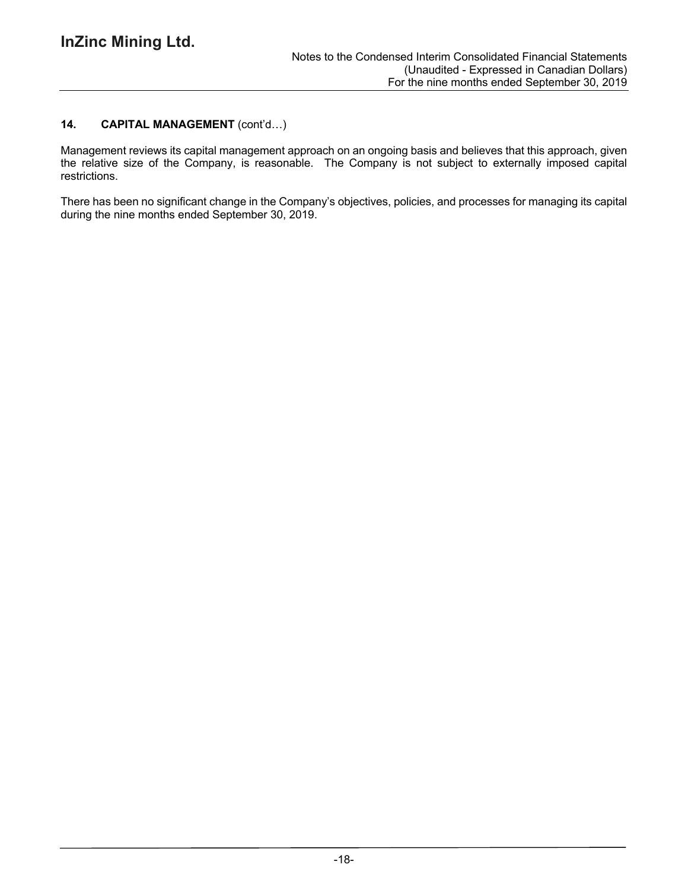## 14. CAPITAL MANAGEMENT (cont'd…)

Management reviews its capital management approach on an ongoing basis and believes that this approach, given the relative size of the Company, is reasonable. The Company is not subject to externally imposed capital restrictions.

There has been no significant change in the Company's objectives, policies, and processes for managing its capital during the nine months ended September 30, 2019.